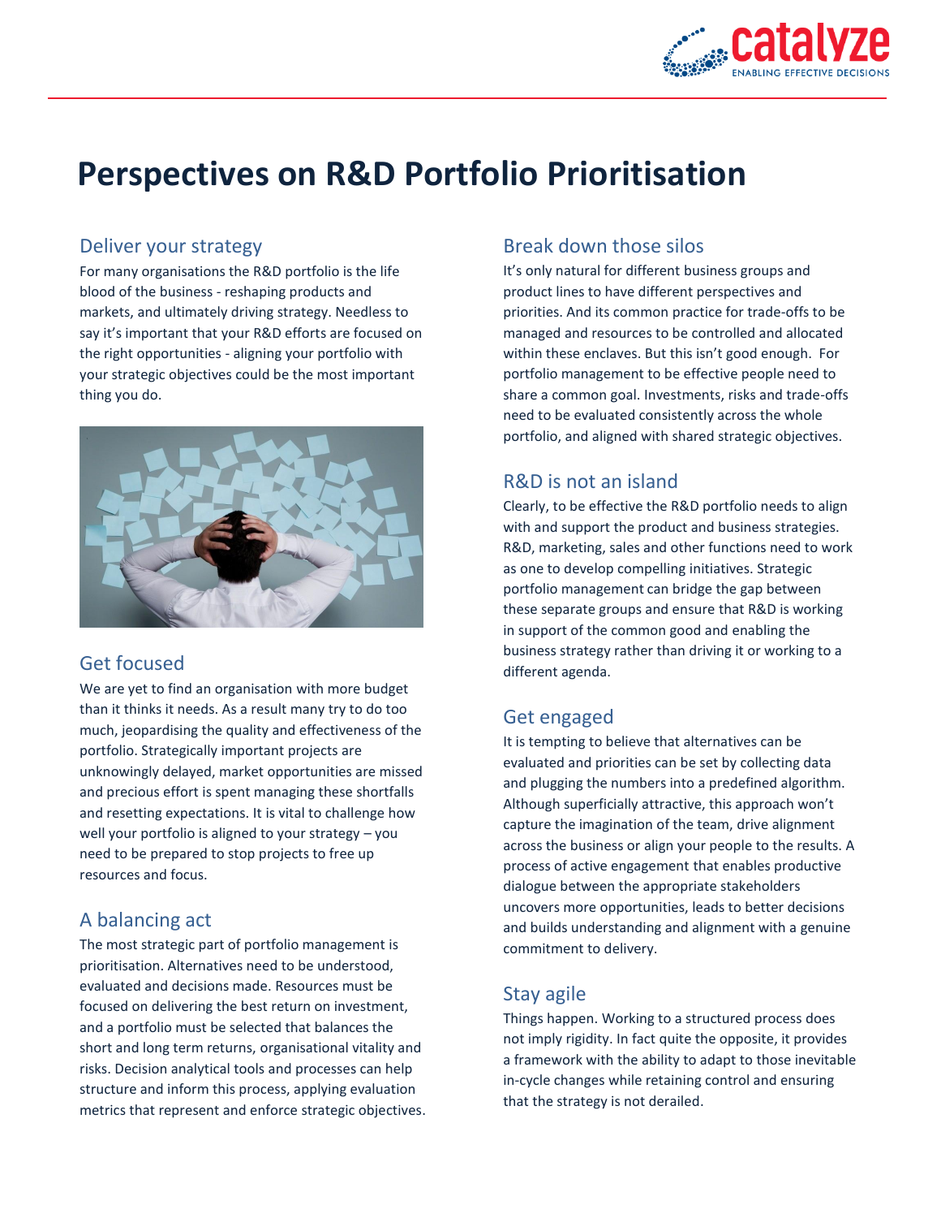# Perspectives on R&D Portfolio Prioritisation

## Deliver your strategy

For many organisations the R&D portfolio is the life blood of the business - reshaping products and markets, and ultimately driving strategy. Needless to say it's important that your R&D efforts are focused on the right opportunities - aligning your portfolio with your strategic objectives could be the most important thing you do.

## Get focused

We are yet to find an organisation with more budget than it thinks it needs. As a result many try to do too much, jeopardising the quality and effectiveness of the portfolio. Strategically important projects are unknowingly delayed, market opportunities are missed and precious effort is spent managing these shortfalls and resetting expectations. It is vital to challenge how well your portfolio is aligned to your strategy – you need to be prepared to stop projects to free up resources and focus.

## A balancing act

The most strategic part of portfolio management is prioritisation. Alternatives need to be understood, evaluated and decisions made. Resources must be focused on delivering the best return on investment, and a portfolio must be selected that balances the short and long term returns, organisational vitality and risks. Decision analytical tools and processes can help structure and inform this process, applying evaluation metrics that represent and enforce strategic objectives.

## Break down those silos

It's only natural for different business groups and product lines to have different perspectives and priorities. And its common practice for trade-offs to be managed and resources to be controlled and allocated within these enclaves. But this isn't good enough. For portfolio management to be effective people need to share a common goal. Investments, risks and trade-offs need to be evaluated consistently across the whole portfolio, and aligned with shared strategic objectives.

## R&D is not an island

Clearly, to be effective the R&D portfolio needs to align with and support the product and business strategies. R&D, marketing, sales and other functions need to work as one to develop compelling initiatives. Strategic portfolio management can bridge the gap between these separate groups and ensure that R&D is working in support of the common good and enabling the business strategy rather than driving it or working to a different agenda.

## Get engaged

It is tempting to believe that alternatives can be evaluated and priorities can be set by collecting data and plugging the numbers into a predefined algorithm. Although superficially attractive, this approach won't capture the imagination of the team, drive alignment across the business or align your people to the results. A process of active engagement that enables productive dialogue between the appropriate stakeholders uncovers more opportunities, leads to better decisions and builds understanding and alignment with a genuine commitment to delivery.

## Stay agile

Things happen. Working to a structured process does not imply rigidity. In fact quite the opposite, it provides a framework with the ability to adapt to those inevitable in-cycle changes while retaining control and ensuring that the strategy is not derailed.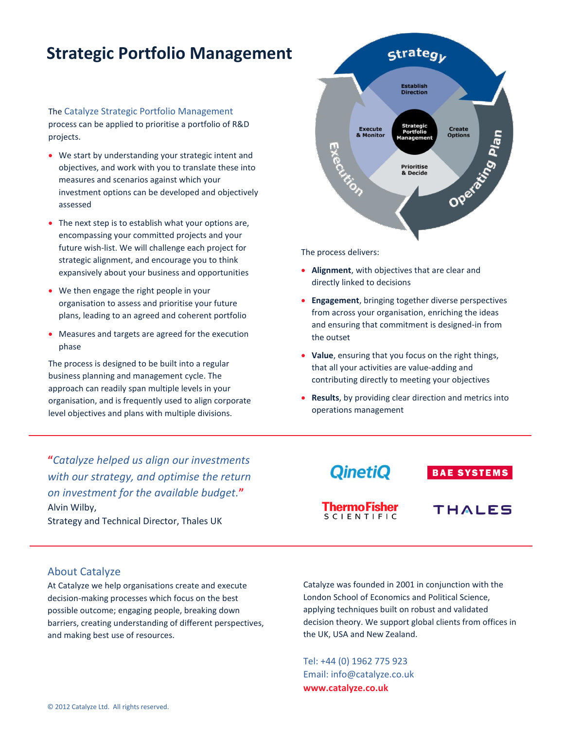# Strategic Portfolio Management

The Catalyze Strategic Portfolio Management process can be applied to prioritise a portfolio of R&D projects.

- We start by understanding your strategic intent and objectives, and work with you to translate these into measures and scenarios against which your investment options can be developed and objectively assessed
- The next step is to establish what your options are, encompassing your committed projects and your future wish-list. We will challenge each project for strategic alignment, and encourage you to think expansively about your business and opportunities
- We then engage the right people in your organisation to assess and prioritise your future plans, leading to an agreed and coherent portfolio
- Measures and targets are agreed for the execution phase

The process is designed to be built into a regular business planning and management cycle. The approach can readily span multiple levels in your organisation, and is frequently used to align corporate level objectives and plans with multiple divisions.

Strategy
Operating Plan
Execution
Establish Direction
Create Options
Prioritise & Decide
Execute & Monitor
Strategic Portfolio Management

The process delivers:

- **Alignment**, with objectives that are clear and directly linked to decisions
- **Engagement**, bringing together diverse perspectives from across your organisation, enriching the ideas and ensuring that commitment is designed-in from the outset
- **Value**, ensuring that you focus on the right things, that all your activities are value-adding and contributing directly to meeting your objectives
- **Results**, by providing clear direction and metrics into operations management

*"Catalyze helped us align our investments with our strategy, and optimise the return on investment for the available budget."*
Alvin Wilby,
Strategy and Technical Director, Thales UK

QinetiQ
BAE SYSTEMS
ThermoFisher SCIENTIFIC
THALES

## About Catalyze

At Catalyze we help organisations create and execute decision-making processes which focus on the best possible outcome; engaging people, breaking down barriers, creating understanding of different perspectives, and making best use of resources.

Catalyze was founded in 2001 in conjunction with the London School of Economics and Political Science, applying techniques built on robust and validated decision theory. We support global clients from offices in the UK, USA and New Zealand.

Tel: +44 (0) 1962 775 923
Email: info@catalyze.co.uk
**www.catalyze.co.uk**

© 2012 Catalyze Ltd. All rights reserved.